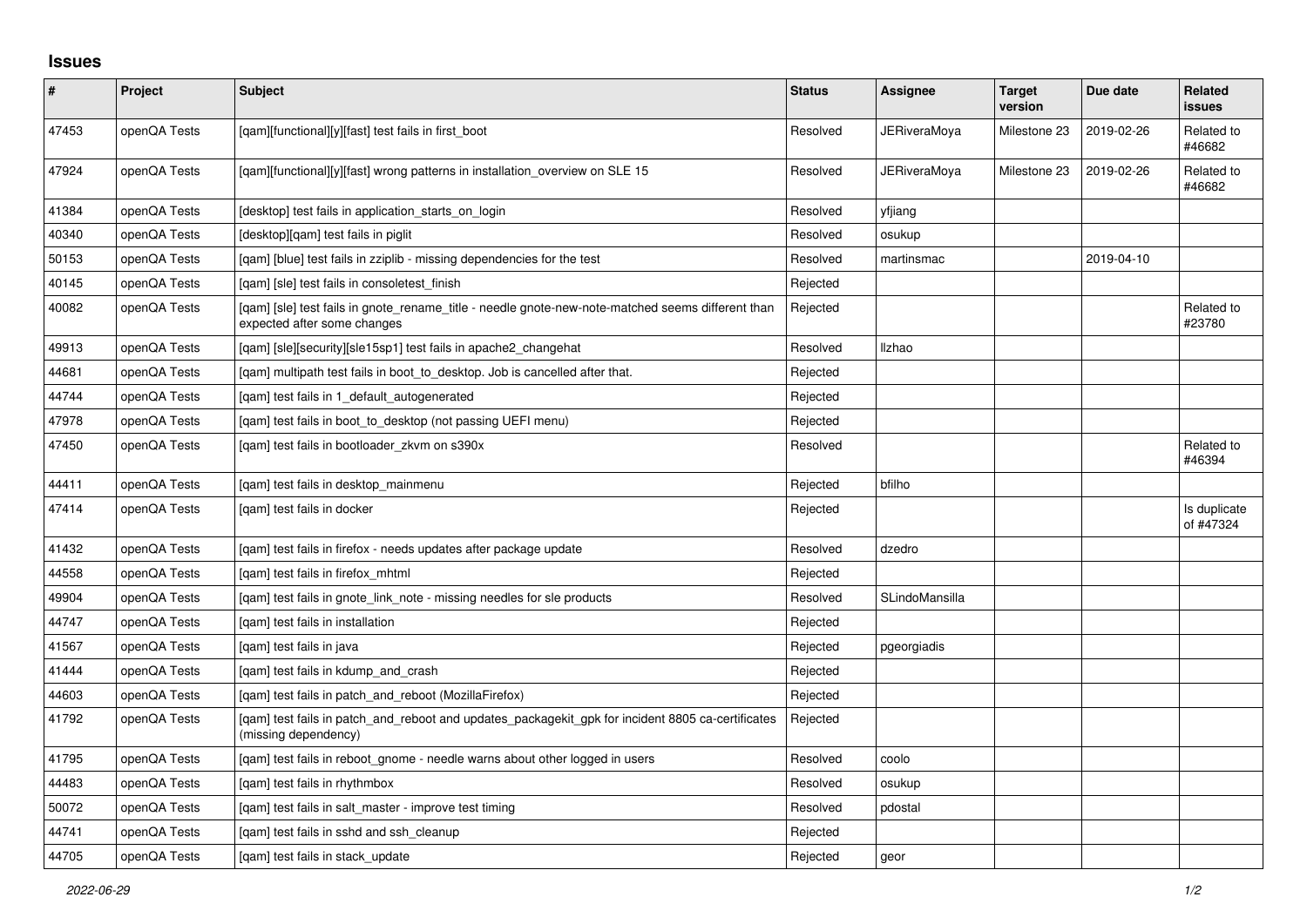# Issues

| # | Project | Subject | Status | Assignee | Target version | Due date | Related issues |
|---|---|---|---|---|---|---|---|
| 47453 | openQA Tests | [qam][functional][y][fast] test fails in first_boot | Resolved | JERiveraMoya | Milestone 23 | 2019-02-26 | Related to #46682 |
| 47924 | openQA Tests | [qam][functional][y][fast] wrong patterns in installation_overview on SLE 15 | Resolved | JERiveraMoya | Milestone 23 | 2019-02-26 | Related to #46682 |
| 41384 | openQA Tests | [desktop] test fails in application_starts_on_login | Resolved | yfjiang | | | |
| 40340 | openQA Tests | [desktop][qam] test fails in piglit | Resolved | osukup | | | |
| 50153 | openQA Tests | [qam] [blue] test fails in zziplib - missing dependencies for the test | Resolved | martinsmac | | 2019-04-10 | |
| 40145 | openQA Tests | [qam] [sle] test fails in consoletest_finish | Rejected | | | | |
| 40082 | openQA Tests | [qam] [sle] test fails in gnote_rename_title - needle gnote-new-note-matched seems different than expected after some changes | Rejected | | | | Related to #23780 |
| 49913 | openQA Tests | [qam] [sle][security][sle15sp1] test fails in apache2_changehat | Resolved | llzhao | | | |
| 44681 | openQA Tests | [qam] multipath test fails in boot_to_desktop. Job is cancelled after that. | Rejected | | | | |
| 44744 | openQA Tests | [qam] test fails in 1_default_autogenerated | Rejected | | | | |
| 47978 | openQA Tests | [qam] test fails in boot_to_desktop (not passing UEFI menu) | Rejected | | | | |
| 47450 | openQA Tests | [qam] test fails in bootloader_zkvm on s390x | Resolved | | | | Related to #46394 |
| 44411 | openQA Tests | [qam] test fails in desktop_mainmenu | Rejected | bfilho | | | |
| 47414 | openQA Tests | [qam] test fails in docker | Rejected | | | | Is duplicate of #47324 |
| 41432 | openQA Tests | [qam] test fails in firefox - needs updates after package update | Resolved | dzedro | | | |
| 44558 | openQA Tests | [qam] test fails in firefox_mhtml | Rejected | | | | |
| 49904 | openQA Tests | [qam] test fails in gnote_link_note - missing needles for sle products | Resolved | SLindoMansilla | | | |
| 44747 | openQA Tests | [qam] test fails in installation | Rejected | | | | |
| 41567 | openQA Tests | [qam] test fails in java | Rejected | pgeorgiadis | | | |
| 41444 | openQA Tests | [qam] test fails in kdump_and_crash | Rejected | | | | |
| 44603 | openQA Tests | [qam] test fails in patch_and_reboot (MozillaFirefox) | Rejected | | | | |
| 41792 | openQA Tests | [qam] test fails in patch_and_reboot and updates_packagekit_gpk for incident 8805 ca-certificates (missing dependency) | Rejected | | | | |
| 41795 | openQA Tests | [qam] test fails in reboot_gnome - needle warns about other logged in users | Resolved | coolo | | | |
| 44483 | openQA Tests | [qam] test fails in rhythmbox | Resolved | osukup | | | |
| 50072 | openQA Tests | [qam] test fails in salt_master - improve test timing | Resolved | pdostal | | | |
| 44741 | openQA Tests | [qam] test fails in sshd and ssh_cleanup | Rejected | | | | |
| 44705 | openQA Tests | [qam] test fails in stack_update | Rejected | geor | | | |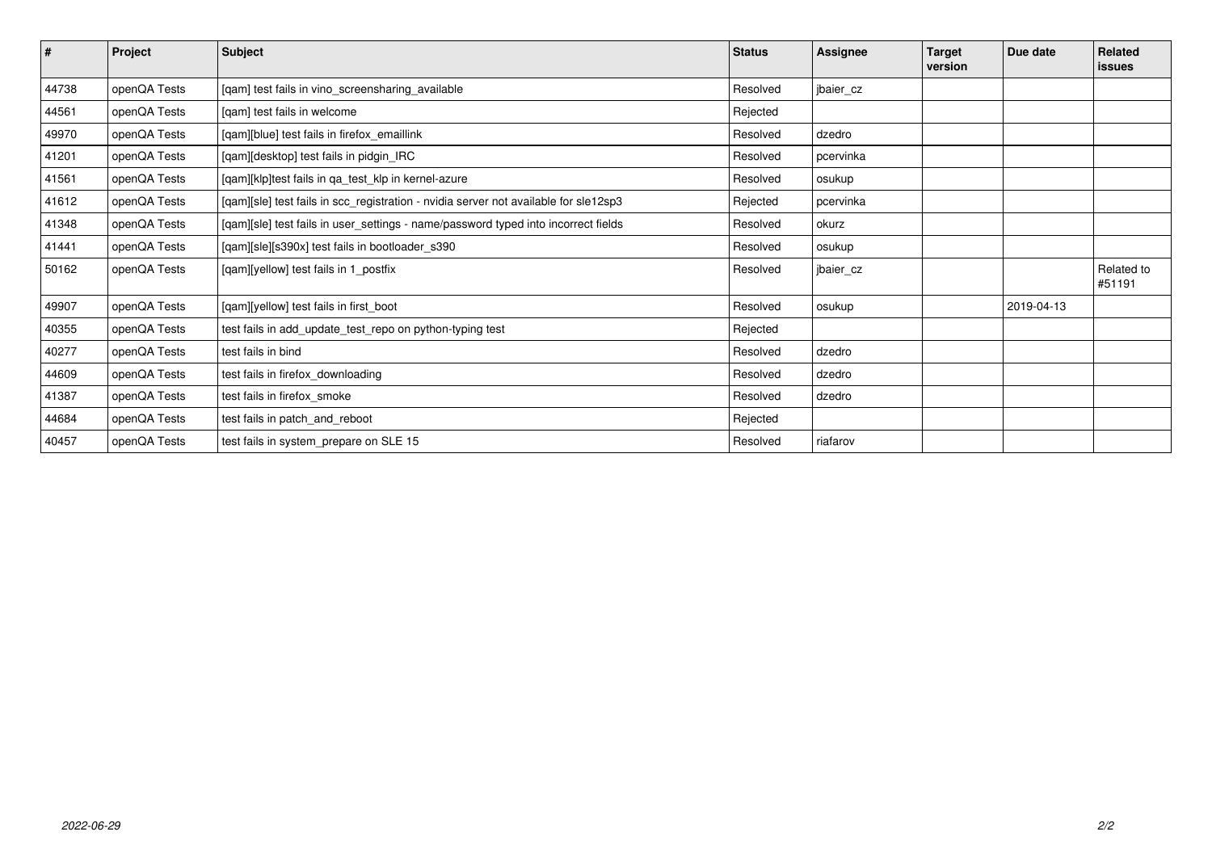| # | Project | Subject | Status | Assignee | Target version | Due date | Related issues |
|---|---|---|---|---|---|---|---|
| 44738 | openQA Tests | [qam] test fails in vino_screensharing_available | Resolved | jbaier_cz | | | |
| 44561 | openQA Tests | [qam] test fails in welcome | Rejected | | | | |
| 49970 | openQA Tests | [qam][blue] test fails in firefox_emaillink | Resolved | dzedro | | | |
| 41201 | openQA Tests | [qam][desktop] test fails in pidgin_IRC | Resolved | pcervinka | | | |
| 41561 | openQA Tests | [qam][klp]test fails in qa_test_klp in kernel-azure | Resolved | osukup | | | |
| 41612 | openQA Tests | [qam][sle] test fails in scc_registration - nvidia server not available for sle12sp3 | Rejected | pcervinka | | | |
| 41348 | openQA Tests | [qam][sle] test fails in user_settings - name/password typed into incorrect fields | Resolved | okurz | | | |
| 41441 | openQA Tests | [qam][sle][s390x] test fails in bootloader_s390 | Resolved | osukup | | | |
| 50162 | openQA Tests | [qam][yellow] test fails in 1_postfix | Resolved | jbaier_cz | | | Related to #51191 |
| 49907 | openQA Tests | [qam][yellow] test fails in first_boot | Resolved | osukup | | 2019-04-13 | |
| 40355 | openQA Tests | test fails in add_update_test_repo on python-typing test | Rejected | | | | |
| 40277 | openQA Tests | test fails in bind | Resolved | dzedro | | | |
| 44609 | openQA Tests | test fails in firefox_downloading | Resolved | dzedro | | | |
| 41387 | openQA Tests | test fails in firefox_smoke | Resolved | dzedro | | | |
| 44684 | openQA Tests | test fails in patch_and_reboot | Rejected | | | | |
| 40457 | openQA Tests | test fails in system_prepare on SLE 15 | Resolved | riafarov | | | |